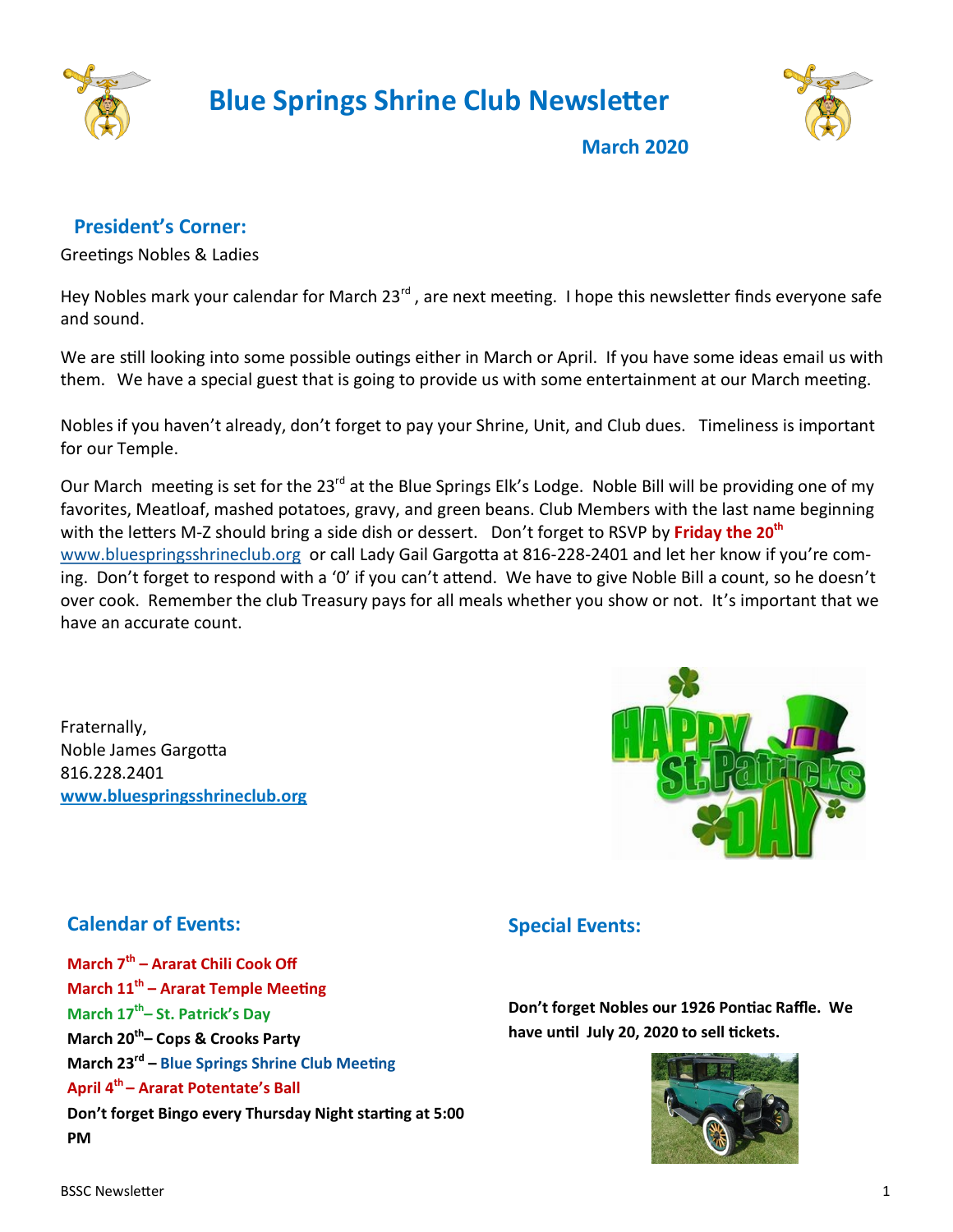# Blue Springs Shrine Club Newsletter

**March 2020**

## President's Corner:

Greetings Nobles & Ladies

Hey Nobles mark your calendar for March 23rd , are next meeting. I hope this newsletter finds everyone safe and sound.

We are still looking into some possible outings either in March or April. If you have some ideas email us with them. We have a special guest that is going to provide us with some entertainment at our March meeting.

Nobles if you haven't already, don't forget to pay your Shrine, Unit, and Club dues. Timeliness is important for our Temple.

Our March meeting is set for the 23rd at the Blue Springs Elk's Lodge. Noble Bill will be providing one of my favorites, Meatloaf, mashed potatoes, gravy, and green beans. Club Members with the last name beginning with the letters M-Z should bring a side dish or dessert. Don't forget to RSVP by **Friday the 20th** www.bluespringsshrineclub.org or call Lady Gail Gargotta at 816-228-2401 and let her know if you're coming. Don't forget to respond with a '0' if you can't attend. We have to give Noble Bill a count, so he doesn't over cook. Remember the club Treasury pays for all meals whether you show or not. It's important that we have an accurate count.

Fraternally,
Noble James Gargotta
816.228.2401
**www.bluespringsshrineclub.org**

## Calendar of Events:

**March 7th – Ararat Chili Cook Off**
**March 11th – Ararat Temple Meeting**
**March 17th– St. Patrick's Day**
**March 20th– Cops & Crooks Party**
**March 23rd – Blue Springs Shrine Club Meeting**
**April 4th – Ararat Potentate's Ball**
**Don't forget Bingo every Thursday Night starting at 5:00 PM**

## Special Events:

**Don't forget Nobles our 1926 Pontiac Raffle. We have until July 20, 2020 to sell tickets.**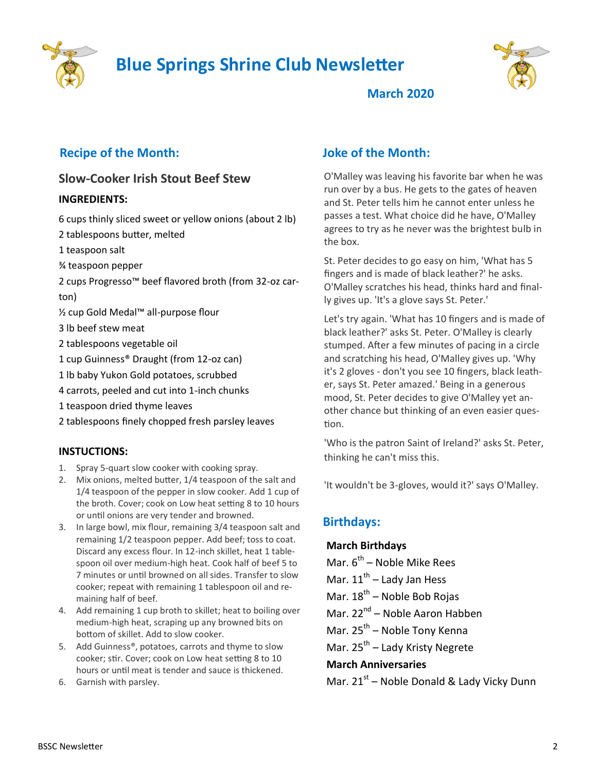# Blue Springs Shrine Club Newsletter

**March 2020**

## Recipe of the Month:

### Slow-Cooker Irish Stout Beef Stew

**INGREDIENTS:**

6 cups thinly sliced sweet or yellow onions (about 2 lb)

2 tablespoons butter, melted

1 teaspoon salt

¾ teaspoon pepper

2 cups Progresso™ beef flavored broth (from 32-oz carton)

½ cup Gold Medal™ all-purpose flour

3 lb beef stew meat

2 tablespoons vegetable oil

1 cup Guinness® Draught (from 12-oz can)

1 lb baby Yukon Gold potatoes, scrubbed

4 carrots, peeled and cut into 1-inch chunks

1 teaspoon dried thyme leaves

2 tablespoons finely chopped fresh parsley leaves

**INSTUCTIONS:**

1. Spray 5-quart slow cooker with cooking spray.
2. Mix onions, melted butter, 1/4 teaspoon of the salt and 1/4 teaspoon of the pepper in slow cooker. Add 1 cup of the broth. Cover; cook on Low heat setting 8 to 10 hours or until onions are very tender and browned.
3. In large bowl, mix flour, remaining 3/4 teaspoon salt and remaining 1/2 teaspoon pepper. Add beef; toss to coat. Discard any excess flour. In 12-inch skillet, heat 1 tablespoon oil over medium-high heat. Cook half of beef 5 to 7 minutes or until browned on all sides. Transfer to slow cooker; repeat with remaining 1 tablespoon oil and remaining half of beef.
4. Add remaining 1 cup broth to skillet; heat to boiling over medium-high heat, scraping up any browned bits on bottom of skillet. Add to slow cooker.
5. Add Guinness®, potatoes, carrots and thyme to slow cooker; stir. Cover; cook on Low heat setting 8 to 10 hours or until meat is tender and sauce is thickened.
6. Garnish with parsley.

## Joke of the Month:

O'Malley was leaving his favorite bar when he was run over by a bus. He gets to the gates of heaven and St. Peter tells him he cannot enter unless he passes a test. What choice did he have, O'Malley agrees to try as he never was the brightest bulb in the box.

St. Peter decides to go easy on him, 'What has 5 fingers and is made of black leather?' he asks. O'Malley scratches his head, thinks hard and finally gives up. 'It's a glove says St. Peter.'

Let's try again. 'What has 10 fingers and is made of black leather?' asks St. Peter. O'Malley is clearly stumped. After a few minutes of pacing in a circle and scratching his head, O'Malley gives up. 'Why it's 2 gloves - don't you see 10 fingers, black leather, says St. Peter amazed.' Being in a generous mood, St. Peter decides to give O'Malley yet another chance but thinking of an even easier question.

'Who is the patron Saint of Ireland?' asks St. Peter, thinking he can't miss this.

'It wouldn't be 3-gloves, would it?' says O'Malley.

## Birthdays:

**March Birthdays**

Mar. 6th – Noble Mike Rees

Mar. 11th – Lady Jan Hess

Mar. 18th – Noble Bob Rojas

Mar. 22nd – Noble Aaron Habben

Mar. 25th – Noble Tony Kenna

Mar. 25th – Lady Kristy Negrete

**March Anniversaries**

Mar. 21st – Noble Donald & Lady Vicky Dunn